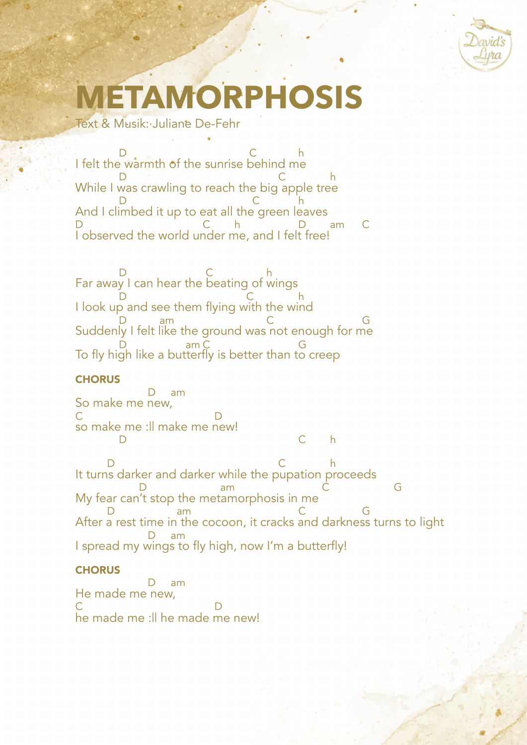# METAMORPHOSIS

Text & Musik: Juliane De-Fehr

```
        D                           C        h
I felt the warmth of the sunrise behind me
        D                                C          h
While I was crawling to reach the big apple tree
        D                       C        h
And I climbed it up to eat all the green leaves
D                        C       h              D      am      C
I observed the world under me, and I felt free!
```

```
        D                C          h
Far away I can hear the beating of wings
        D                       C        h
I look up and see them flying with the wind
        D       am                    C                         G
Suddenly I felt like the ground was not enough for me
        D              am C                    G
To fly high like a butterfly is better than to creep
```

**CHORUS**

```
              D     am
So make me new,
C                           D
so make me :ll make me new!
        D                                   C       h
```

```
      D                                    C          h
It turns darker and darker while the pupation proceeds
            D                am                  C                G
My fear can't stop the metamorphosis in me
      D                am                       C               G
After a rest time in the cocoon, it cracks and darkness turns to light
              D     am
I spread my wings to fly high, now I'm a butterfly!
```

**CHORUS**

```
              D     am
He made me new,
C                           D
he made me :ll he made me new!
```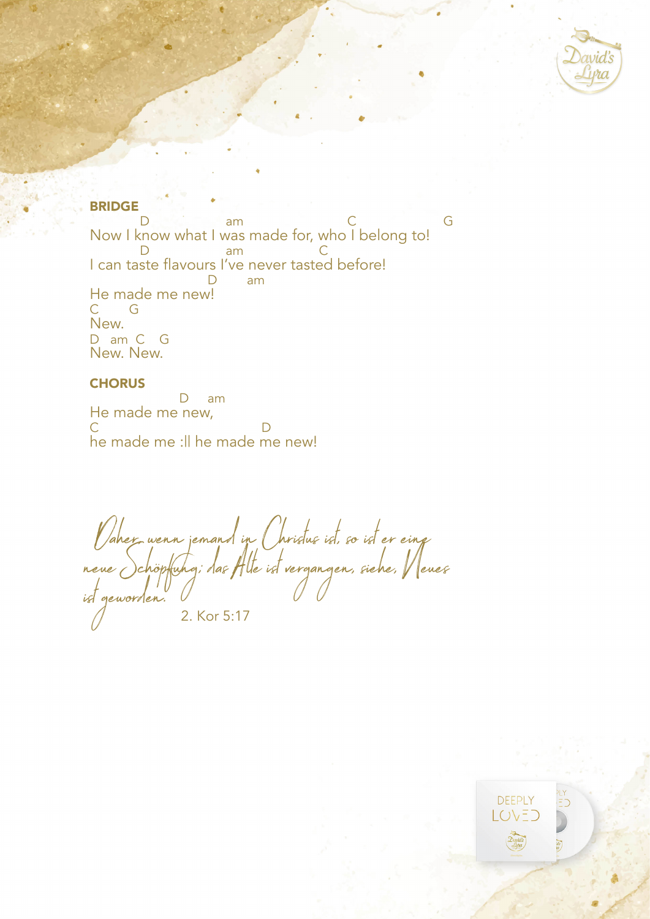**BRIDGE**

```
         D              am                 C              G
Now I know what I was made for, who I belong to!
         D              am           C
I can taste flavours I've never tasted before!
                     D      am
He made me new!
C     G
New.
D  am  C   G
New. New.
```

**CHORUS**

```
                D    am
He made me new,
C                          D
he made me :|| he made me new!
```

*Daher, wenn jemand in Christus ist, so ist er eine neue Schöpfung; das Alte ist vergangen, siehe, Neues ist geworden.*

2. Kor 5:17